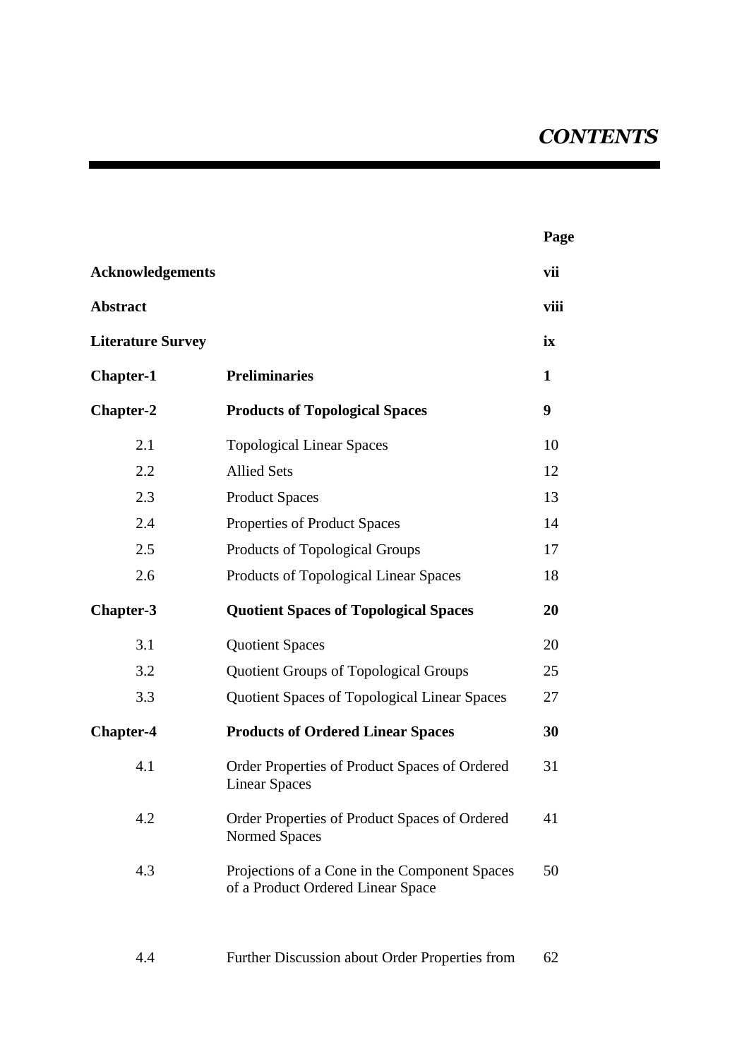# *CONTENTS*

| | | Page |
|---|---|---|
| **Acknowledgements** | | **vii** |
| **Abstract** | | **viii** |
| **Literature Survey** | | **ix** |
| **Chapter-1** | **Preliminaries** | **1** |
| **Chapter-2** | **Products of Topological Spaces** | **9** |
| 2.1 | Topological Linear Spaces | 10 |
| 2.2 | Allied Sets | 12 |
| 2.3 | Product Spaces | 13 |
| 2.4 | Properties of Product Spaces | 14 |
| 2.5 | Products of Topological Groups | 17 |
| 2.6 | Products of Topological Linear Spaces | 18 |
| **Chapter-3** | **Quotient Spaces of Topological Spaces** | **20** |
| 3.1 | Quotient Spaces | 20 |
| 3.2 | Quotient Groups of Topological Groups | 25 |
| 3.3 | Quotient Spaces of Topological Linear Spaces | 27 |
| **Chapter-4** | **Products of Ordered Linear Spaces** | **30** |
| 4.1 | Order Properties of Product Spaces of Ordered Linear Spaces | 31 |
| 4.2 | Order Properties of Product Spaces of Ordered Normed Spaces | 41 |
| 4.3 | Projections of a Cone in the Component Spaces of a Product Ordered Linear Space | 50 |
| 4.4 | Further Discussion about Order Properties from | 62 |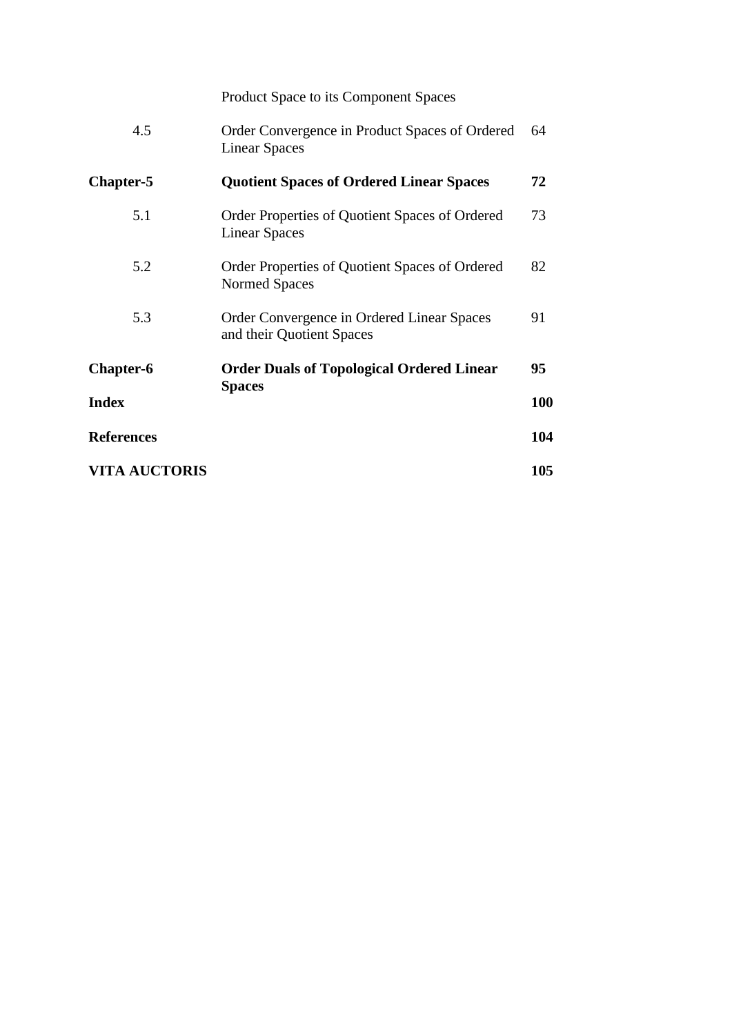| | | |
|---|---|---|
| | Product Space to its Component Spaces | |
| 4.5 | Order Convergence in Product Spaces of Ordered Linear Spaces | 64 |
| **Chapter-5** | **Quotient Spaces of Ordered Linear Spaces** | **72** |
| 5.1 | Order Properties of Quotient Spaces of Ordered Linear Spaces | 73 |
| 5.2 | Order Properties of Quotient Spaces of Ordered Normed Spaces | 82 |
| 5.3 | Order Convergence in Ordered Linear Spaces and their Quotient Spaces | 91 |
| **Chapter-6** | **Order Duals of Topological Ordered Linear Spaces** | **95** |
| **Index** | | **100** |
| **References** | | **104** |
| **VITA AUCTORIS** | | **105** |